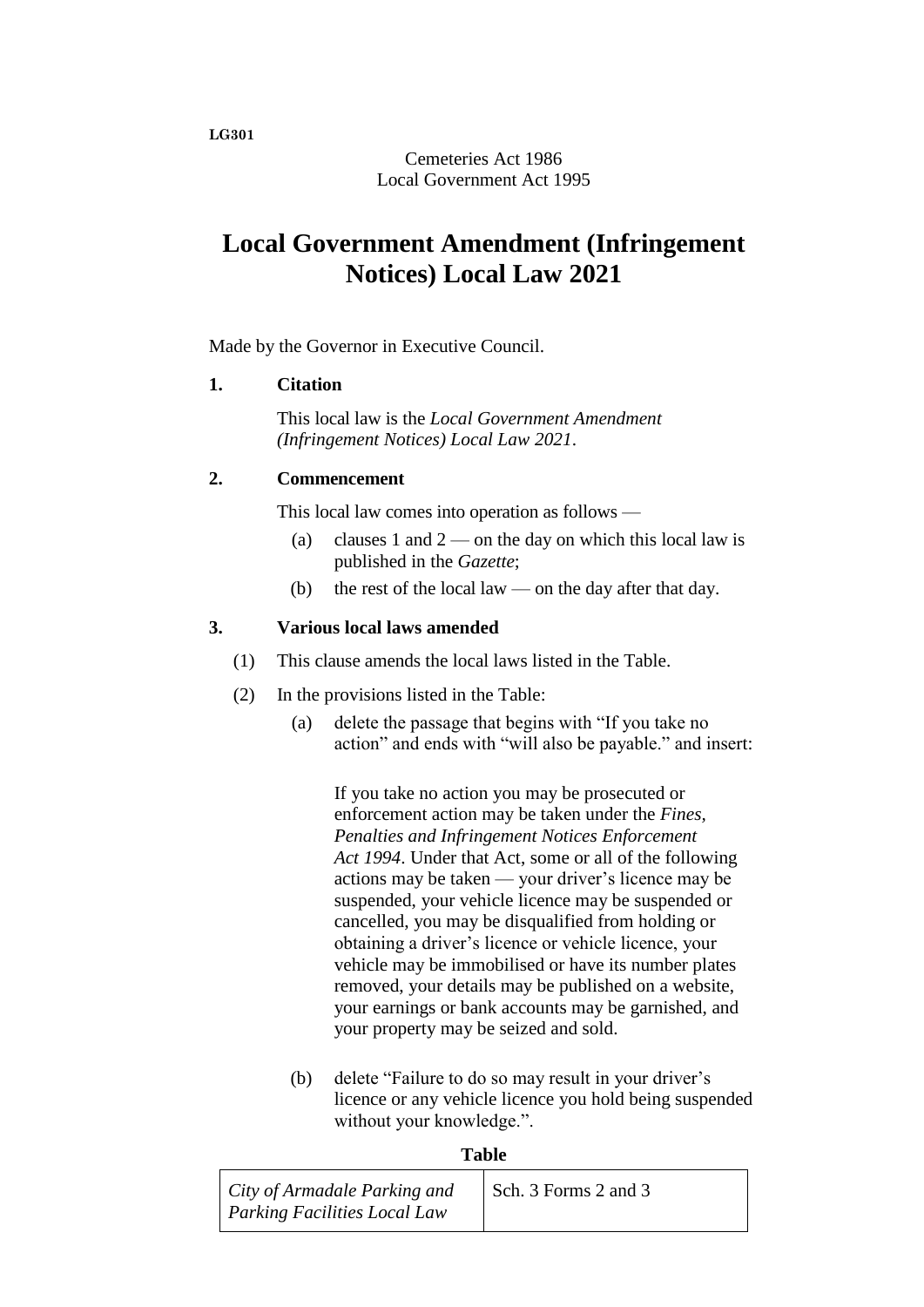LG301

Cemeteries Act 1986
Local Government Act 1995

# Local Government Amendment (Infringement Notices) Local Law 2021

Made by the Governor in Executive Council.

**1. Citation**

This local law is the *Local Government Amendment (Infringement Notices) Local Law 2021*.

**2. Commencement**

This local law comes into operation as follows —

(a) clauses 1 and 2 — on the day on which this local law is published in the *Gazette*;

(b) the rest of the local law — on the day after that day.

**3. Various local laws amended**

(1) This clause amends the local laws listed in the Table.

(2) In the provisions listed in the Table:

(a) delete the passage that begins with "If you take no action" and ends with "will also be payable." and insert:

> If you take no action you may be prosecuted or enforcement action may be taken under the *Fines, Penalties and Infringement Notices Enforcement Act 1994*. Under that Act, some or all of the following actions may be taken — your driver's licence may be suspended, your vehicle licence may be suspended or cancelled, you may be disqualified from holding or obtaining a driver's licence or vehicle licence, your vehicle may be immobilised or have its number plates removed, your details may be published on a website, your earnings or bank accounts may be garnished, and your property may be seized and sold.

(b) delete "Failure to do so may result in your driver's licence or any vehicle licence you hold being suspended without your knowledge.".

**Table**

| | |
|---|---|
| *City of Armadale Parking and Parking Facilities Local Law* | Sch. 3 Forms 2 and 3 |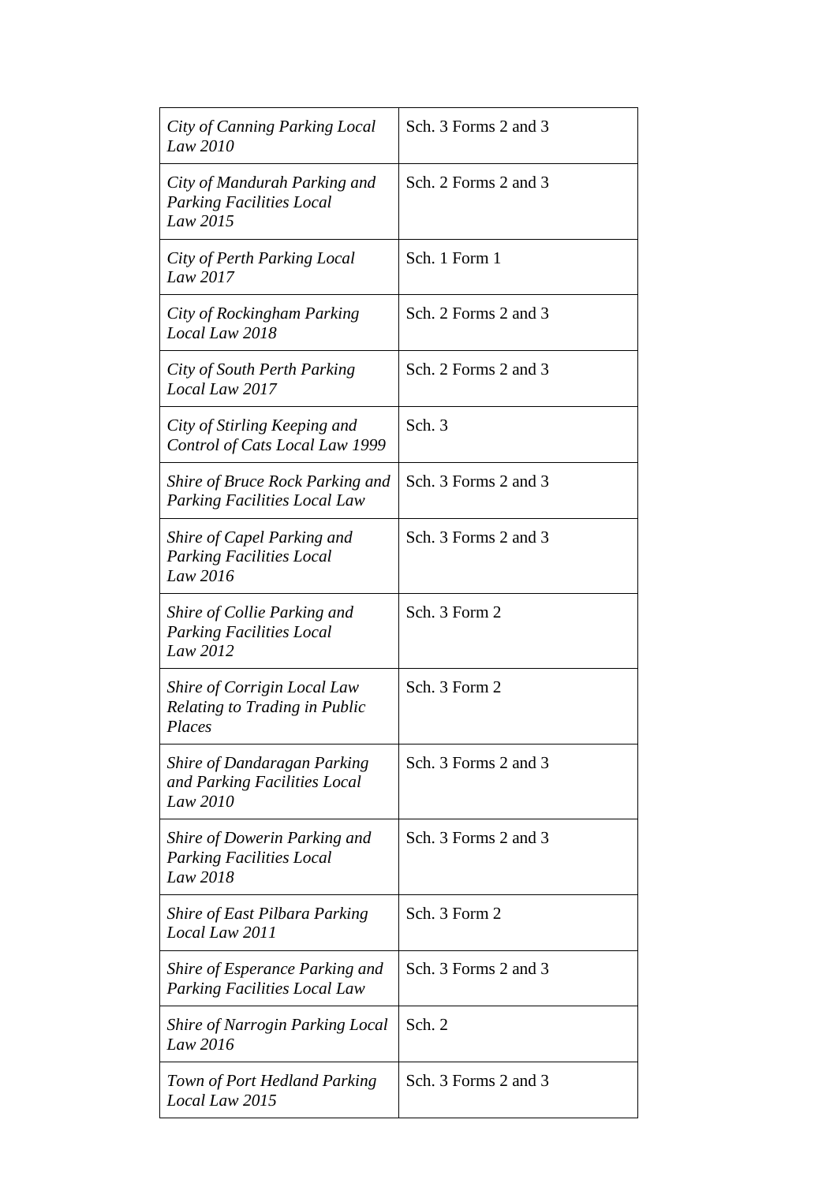| *City of Canning Parking Local Law 2010* | Sch. 3 Forms 2 and 3 |
|---|---|
| *City of Mandurah Parking and Parking Facilities Local Law 2015* | Sch. 2 Forms 2 and 3 |
| *City of Perth Parking Local Law 2017* | Sch. 1 Form 1 |
| *City of Rockingham Parking Local Law 2018* | Sch. 2 Forms 2 and 3 |
| *City of South Perth Parking Local Law 2017* | Sch. 2 Forms 2 and 3 |
| *City of Stirling Keeping and Control of Cats Local Law 1999* | Sch. 3 |
| *Shire of Bruce Rock Parking and Parking Facilities Local Law* | Sch. 3 Forms 2 and 3 |
| *Shire of Capel Parking and Parking Facilities Local Law 2016* | Sch. 3 Forms 2 and 3 |
| *Shire of Collie Parking and Parking Facilities Local Law 2012* | Sch. 3 Form 2 |
| *Shire of Corrigin Local Law Relating to Trading in Public Places* | Sch. 3 Form 2 |
| *Shire of Dandaragan Parking and Parking Facilities Local Law 2010* | Sch. 3 Forms 2 and 3 |
| *Shire of Dowerin Parking and Parking Facilities Local Law 2018* | Sch. 3 Forms 2 and 3 |
| *Shire of East Pilbara Parking Local Law 2011* | Sch. 3 Form 2 |
| *Shire of Esperance Parking and Parking Facilities Local Law* | Sch. 3 Forms 2 and 3 |
| *Shire of Narrogin Parking Local Law 2016* | Sch. 2 |
| *Town of Port Hedland Parking Local Law 2015* | Sch. 3 Forms 2 and 3 |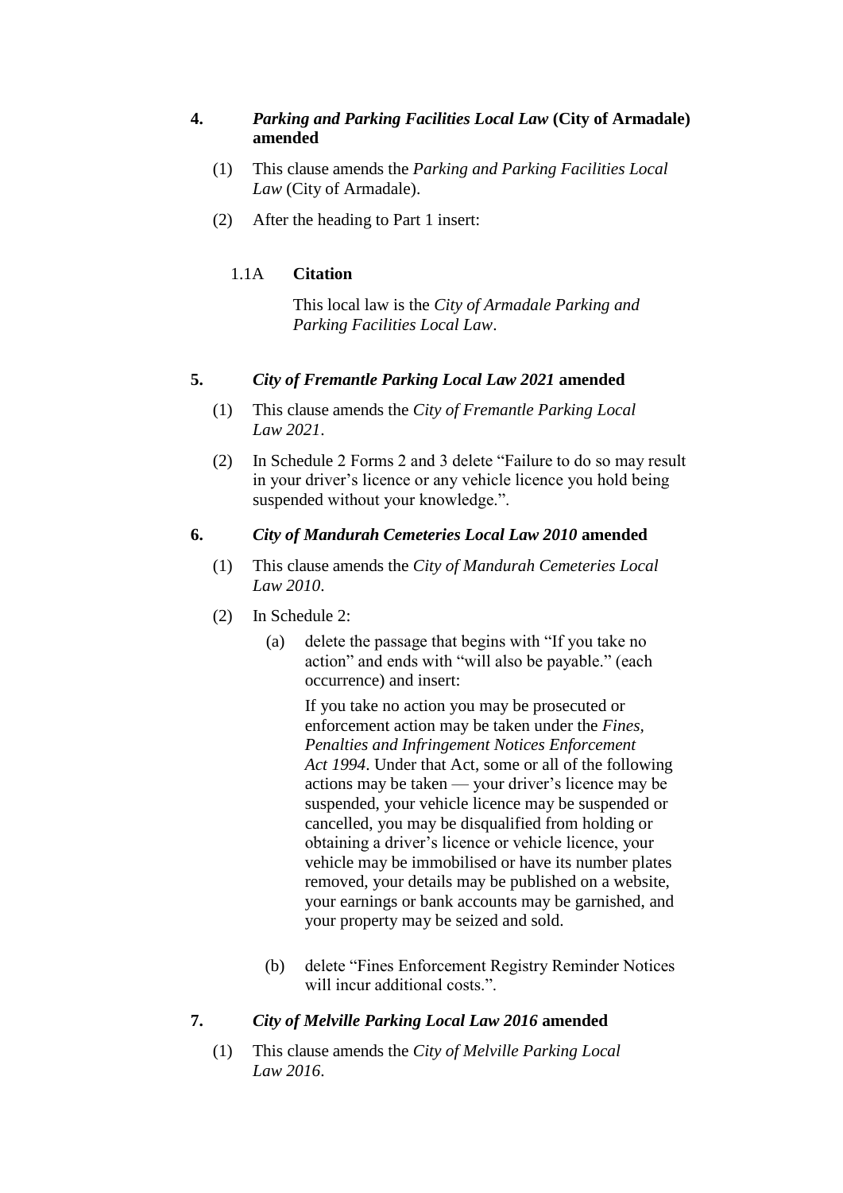**4.** ***Parking and Parking Facilities Local Law* (City of Armadale) amended**

(1) This clause amends the *Parking and Parking Facilities Local Law* (City of Armadale).

(2) After the heading to Part 1 insert:

> 1.1A **Citation**
>
> This local law is the *City of Armadale Parking and Parking Facilities Local Law*.

**5.** ***City of Fremantle Parking Local Law 2021* amended**

(1) This clause amends the *City of Fremantle Parking Local Law 2021*.

(2) In Schedule 2 Forms 2 and 3 delete "Failure to do so may result in your driver's licence or any vehicle licence you hold being suspended without your knowledge.".

**6.** ***City of Mandurah Cemeteries Local Law 2010* amended**

(1) This clause amends the *City of Mandurah Cemeteries Local Law 2010*.

(2) In Schedule 2:

(a) delete the passage that begins with "If you take no action" and ends with "will also be payable." (each occurrence) and insert:

> If you take no action you may be prosecuted or enforcement action may be taken under the *Fines, Penalties and Infringement Notices Enforcement Act 1994*. Under that Act, some or all of the following actions may be taken — your driver's licence may be suspended, your vehicle licence may be suspended or cancelled, you may be disqualified from holding or obtaining a driver's licence or vehicle licence, your vehicle may be immobilised or have its number plates removed, your details may be published on a website, your earnings or bank accounts may be garnished, and your property may be seized and sold.

(b) delete "Fines Enforcement Registry Reminder Notices will incur additional costs.".

**7.** ***City of Melville Parking Local Law 2016* amended**

(1) This clause amends the *City of Melville Parking Local Law 2016*.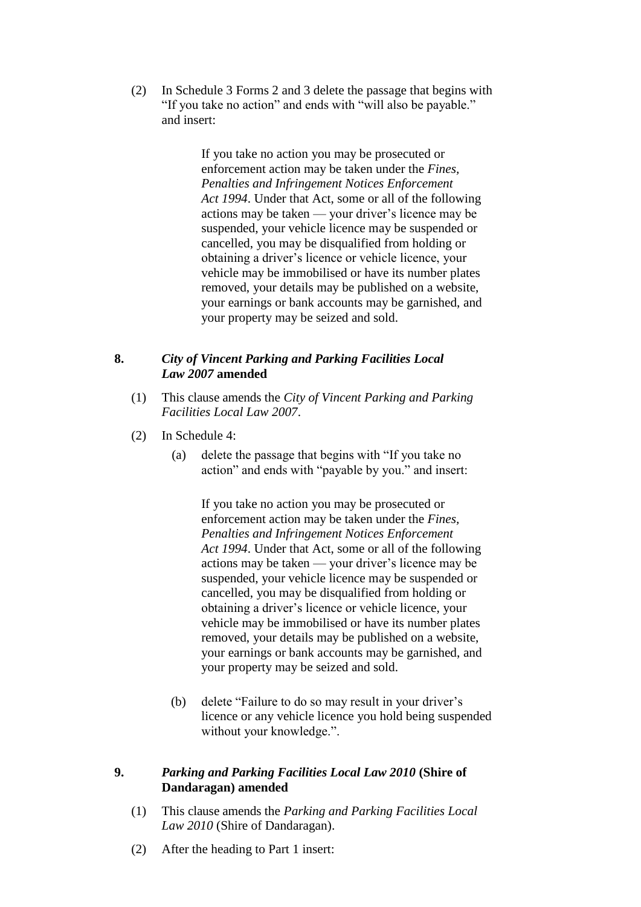(2) In Schedule 3 Forms 2 and 3 delete the passage that begins with "If you take no action" and ends with "will also be payable." and insert:

> If you take no action you may be prosecuted or enforcement action may be taken under the *Fines, Penalties and Infringement Notices Enforcement Act 1994*. Under that Act, some or all of the following actions may be taken — your driver's licence may be suspended, your vehicle licence may be suspended or cancelled, you may be disqualified from holding or obtaining a driver's licence or vehicle licence, your vehicle may be immobilised or have its number plates removed, your details may be published on a website, your earnings or bank accounts may be garnished, and your property may be seized and sold.

### 8. *City of Vincent Parking and Parking Facilities Local Law 2007* amended

(1) This clause amends the *City of Vincent Parking and Parking Facilities Local Law 2007*.

(2) In Schedule 4:

(a) delete the passage that begins with "If you take no action" and ends with "payable by you." and insert:

> If you take no action you may be prosecuted or enforcement action may be taken under the *Fines, Penalties and Infringement Notices Enforcement Act 1994*. Under that Act, some or all of the following actions may be taken — your driver's licence may be suspended, your vehicle licence may be suspended or cancelled, you may be disqualified from holding or obtaining a driver's licence or vehicle licence, your vehicle may be immobilised or have its number plates removed, your details may be published on a website, your earnings or bank accounts may be garnished, and your property may be seized and sold.

(b) delete "Failure to do so may result in your driver's licence or any vehicle licence you hold being suspended without your knowledge.".

### 9. *Parking and Parking Facilities Local Law 2010* (Shire of Dandaragan) amended

(1) This clause amends the *Parking and Parking Facilities Local Law 2010* (Shire of Dandaragan).

(2) After the heading to Part 1 insert: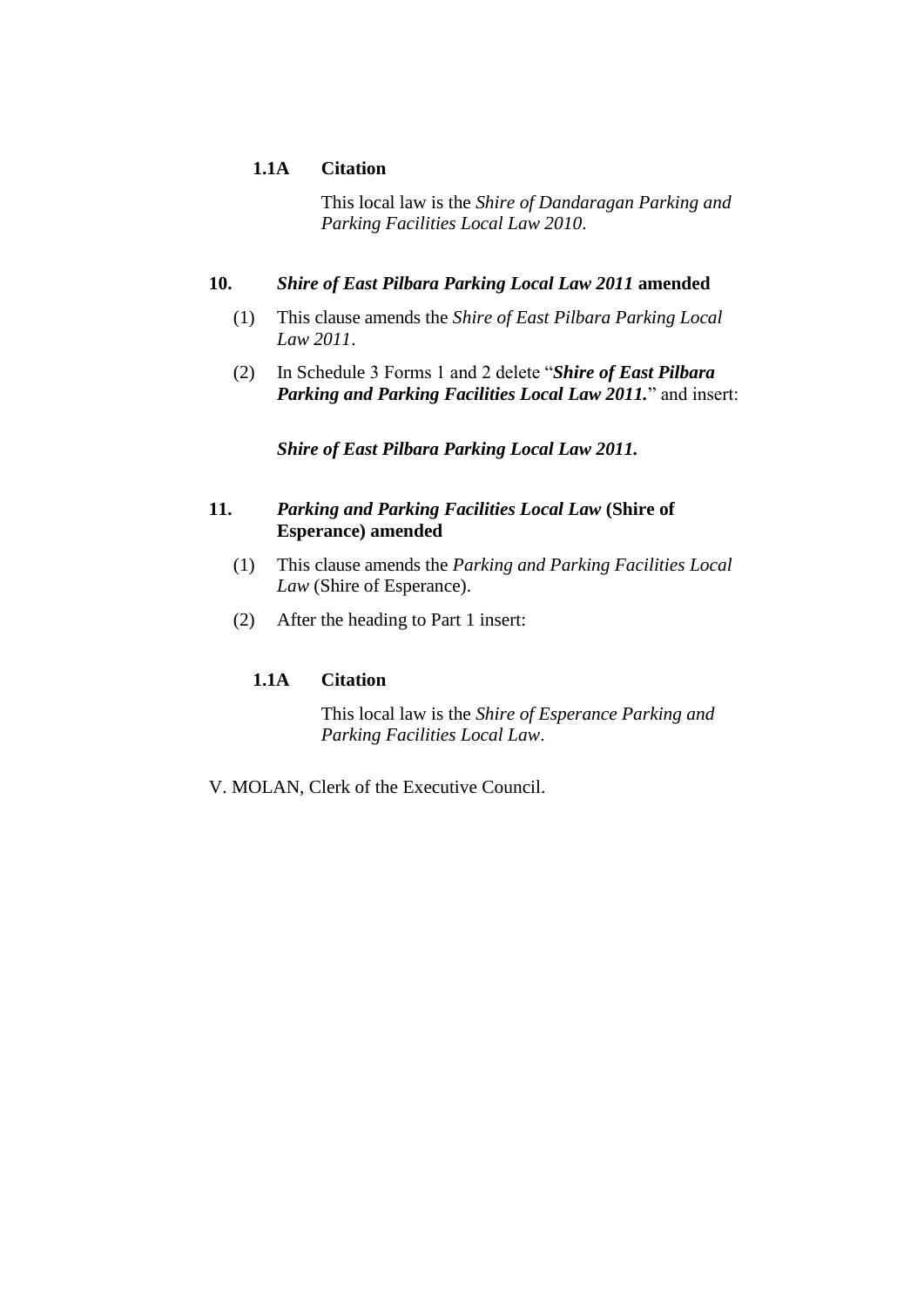**1.1A Citation**

This local law is the *Shire of Dandaragan Parking and Parking Facilities Local Law 2010*.

**10. *Shire of East Pilbara Parking Local Law 2011* amended**

(1) This clause amends the *Shire of East Pilbara Parking Local Law 2011*.

(2) In Schedule 3 Forms 1 and 2 delete "***Shire of East Pilbara Parking and Parking Facilities Local Law 2011.***" and insert:

***Shire of East Pilbara Parking Local Law 2011.***

**11. *Parking and Parking Facilities Local Law* (Shire of Esperance) amended**

(1) This clause amends the *Parking and Parking Facilities Local Law* (Shire of Esperance).

(2) After the heading to Part 1 insert:

**1.1A Citation**

This local law is the *Shire of Esperance Parking and Parking Facilities Local Law*.

V. MOLAN, Clerk of the Executive Council.